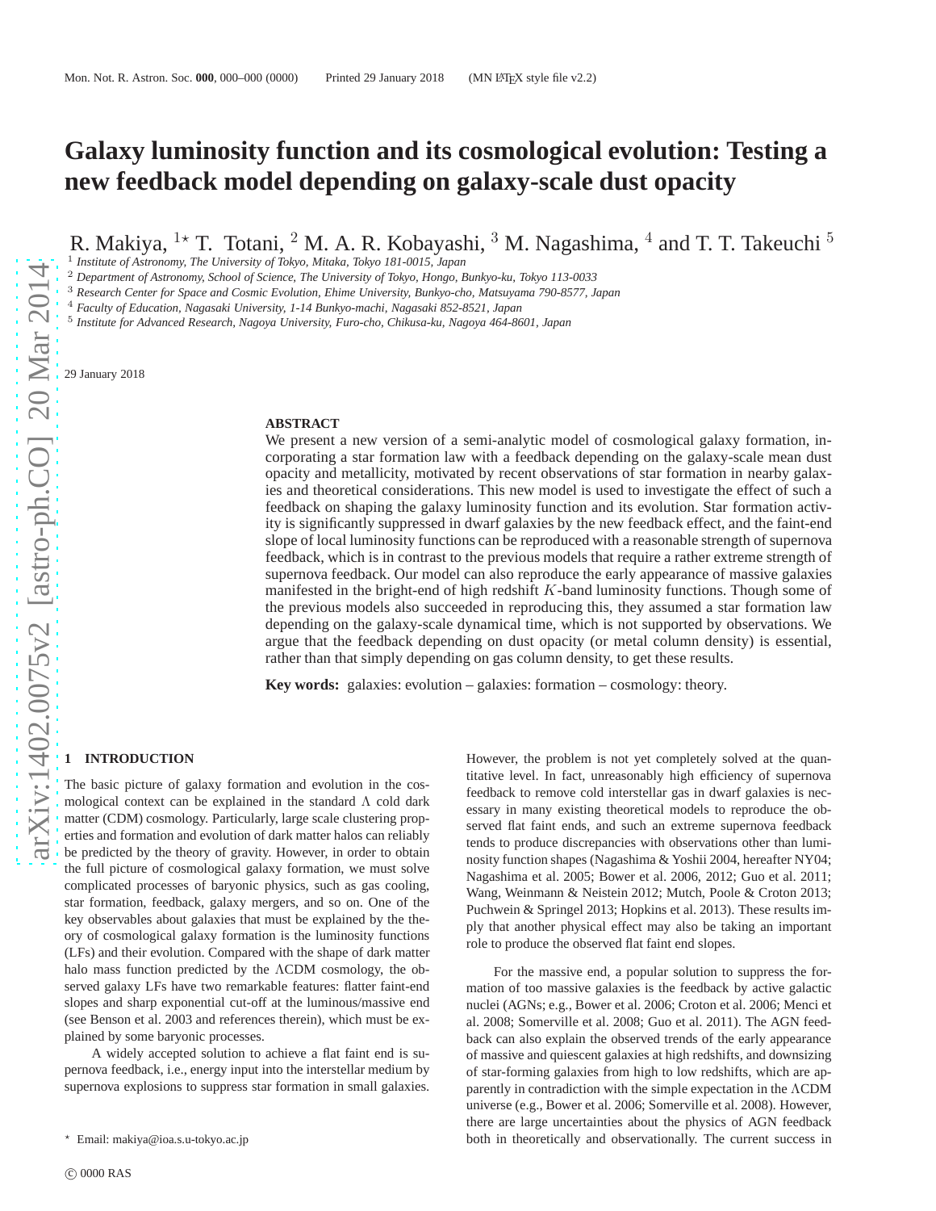# Galaxy luminosity function and its cosmological evolution: Testing a new feedback model depending on galaxy-scale dust opacity

R. Makiya, [1*] T. Totani, [2] M. A. R. Kobayashi, [3] M. Nagashima, [4] and T. T. Takeuchi [5]

[1] *Institute of Astronomy, The University of Tokyo, Mitaka, Tokyo 181-0015, Japan*
[2] *Department of Astronomy, School of Science, The University of Tokyo, Hongo, Bunkyo-ku, Tokyo 113-0033*
[3] *Research Center for Space and Cosmic Evolution, Ehime University, Bunkyo-cho, Matsuyama 790-8577, Japan*
[4] *Faculty of Education, Nagasaki University, 1-14 Bunkyo-machi, Nagasaki 852-8521, Japan*
[5] *Institute for Advanced Research, Nagoya University, Furo-cho, Chikusa-ku, Nagoya 464-8601, Japan*

29 January 2018

## ABSTRACT

We present a new version of a semi-analytic model of cosmological galaxy formation, incorporating a star formation law with a feedback depending on the galaxy-scale mean dust opacity and metallicity, motivated by recent observations of star formation in nearby galaxies and theoretical considerations. This new model is used to investigate the effect of such a feedback on shaping the galaxy luminosity function and its evolution. Star formation activity is significantly suppressed in dwarf galaxies by the new feedback effect, and the faint-end slope of local luminosity functions can be reproduced with a reasonable strength of supernova feedback, which is in contrast to the previous models that require a rather extreme strength of supernova feedback. Our model can also reproduce the early appearance of massive galaxies manifested in the bright-end of high redshift $K$-band luminosity functions. Though some of the previous models also succeeded in reproducing this, they assumed a star formation law depending on the galaxy-scale dynamical time, which is not supported by observations. We argue that the feedback depending on dust opacity (or metal column density) is essential, rather than that simply depending on gas column density, to get these results.

**Key words:** galaxies: evolution – galaxies: formation – cosmology: theory.

## 1 INTRODUCTION

The basic picture of galaxy formation and evolution in the cosmological context can be explained in the standard $\Lambda$ cold dark matter (CDM) cosmology. Particularly, large scale clustering properties and formation and evolution of dark matter halos can reliably be predicted by the theory of gravity. However, in order to obtain the full picture of cosmological galaxy formation, we must solve complicated processes of baryonic physics, such as gas cooling, star formation, feedback, galaxy mergers, and so on. One of the key observables about galaxies that must be explained by the theory of cosmological galaxy formation is the luminosity functions (LFs) and their evolution. Compared with the shape of dark matter halo mass function predicted by the $\Lambda$CDM cosmology, the observed galaxy LFs have two remarkable features: flatter faint-end slopes and sharp exponential cut-off at the luminous/massive end (see Benson et al. 2003 and references therein), which must be explained by some baryonic processes.

A widely accepted solution to achieve a flat faint end is supernova feedback, i.e., energy input into the interstellar medium by supernova explosions to suppress star formation in small galaxies. However, the problem is not yet completely solved at the quantitative level. In fact, unreasonably high efficiency of supernova feedback to remove cold interstellar gas in dwarf galaxies is necessary in many existing theoretical models to reproduce the observed flat faint ends, and such an extreme supernova feedback tends to produce discrepancies with observations other than luminosity function shapes (Nagashima & Yoshii 2004, hereafter NY04; Nagashima et al. 2005; Bower et al. 2006, 2012; Guo et al. 2011; Wang, Weinmann & Neistein 2012; Mutch, Poole & Croton 2013; Puchwein & Springel 2013; Hopkins et al. 2013). These results imply that another physical effect may also be taking an important role to produce the observed flat faint end slopes.

For the massive end, a popular solution to suppress the formation of too massive galaxies is the feedback by active galactic nuclei (AGNs; e.g., Bower et al. 2006; Croton et al. 2006; Menci et al. 2008; Somerville et al. 2008; Guo et al. 2011). The AGN feedback can also explain the observed trends of the early appearance of massive and quiescent galaxies at high redshifts, and downsizing of star-forming galaxies from high to low redshifts, which are apparently in contradiction with the simple expectation in the $\Lambda$CDM universe (e.g., Bower et al. 2006; Somerville et al. 2008). However, there are large uncertainties about the physics of AGN feedback both in theoretically and observationally. The current success in

* Email: makiya@ioa.s.u-tokyo.ac.jp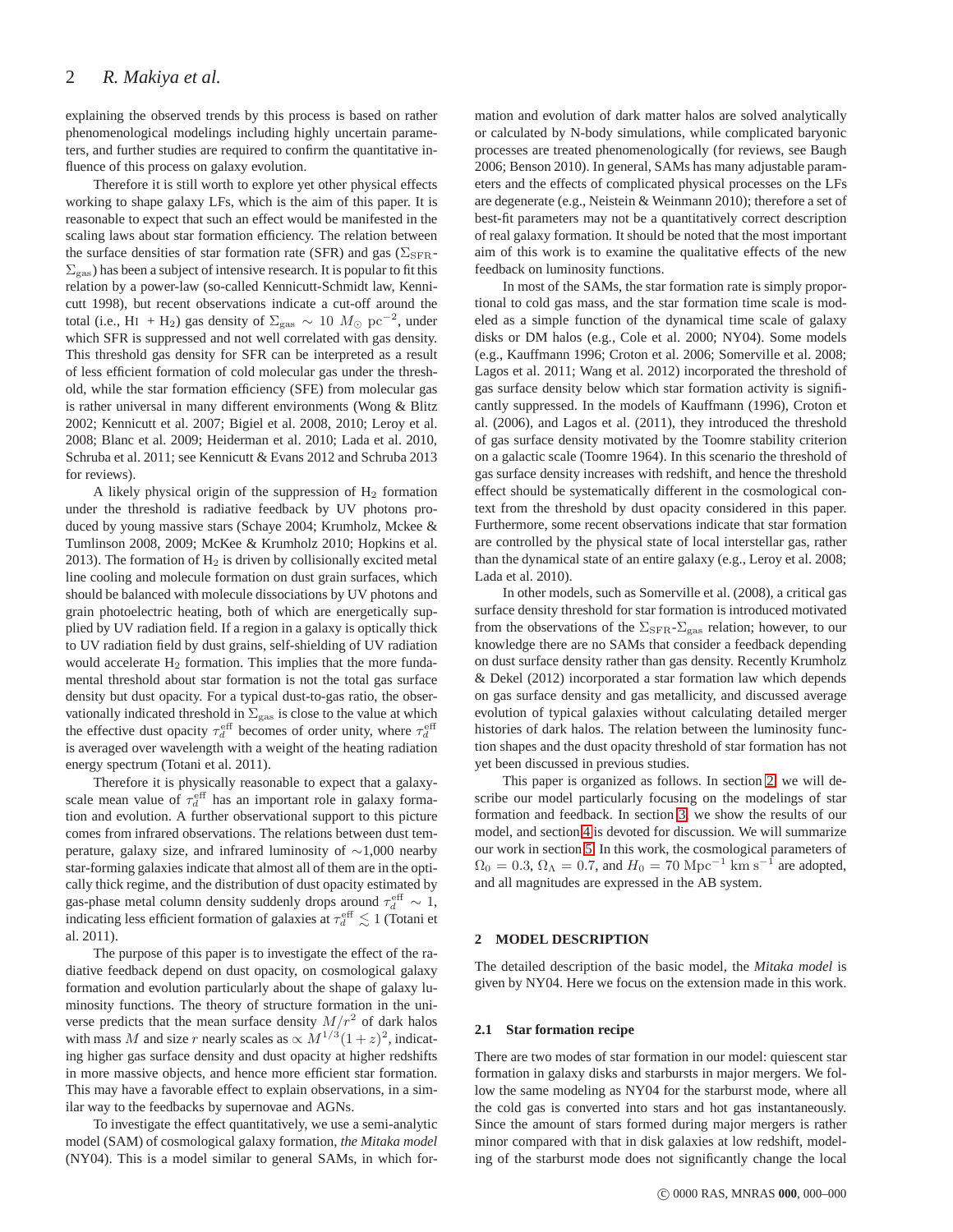explaining the observed trends by this process is based on rather phenomenological modelings including highly uncertain parameters, and further studies are required to confirm the quantitative influence of this process on galaxy evolution.

Therefore it is still worth to explore yet other physical effects working to shape galaxy LFs, which is the aim of this paper. It is reasonable to expect that such an effect would be manifested in the scaling laws about star formation efficiency. The relation between the surface densities of star formation rate (SFR) and gas ($\Sigma_{\rm SFR}$-$\Sigma_{\rm gas}$) has been a subject of intensive research. It is popular to fit this relation by a power-law (so-called Kennicutt-Schmidt law, Kennicutt 1998), but recent observations indicate a cut-off around the total (i.e., HI + $H_2$) gas density of $\Sigma_{\rm gas} \sim 10\ M_\odot\ {\rm pc}^{-2}$, under which SFR is suppressed and not well correlated with gas density. This threshold gas density for SFR can be interpreted as a result of less efficient formation of cold molecular gas under the threshold, while the star formation efficiency (SFE) from molecular gas is rather universal in many different environments (Wong & Blitz 2002; Kennicutt et al. 2007; Bigiel et al. 2008, 2010; Leroy et al. 2008; Blanc et al. 2009; Heiderman et al. 2010; Lada et al. 2010, Schruba et al. 2011; see Kennicutt & Evans 2012 and Schruba 2013 for reviews).

A likely physical origin of the suppression of $H_2$ formation under the threshold is radiative feedback by UV photons produced by young massive stars (Schaye 2004; Krumholz, Mckee & Tumlinson 2008, 2009; McKee & Krumholz 2010; Hopkins et al. 2013). The formation of $H_2$ is driven by collisionally excited metal line cooling and molecule formation on dust grain surfaces, which should be balanced with molecule dissociations by UV photons and grain photoelectric heating, both of which are energetically supplied by UV radiation field. If a region in a galaxy is optically thick to UV radiation field by dust grains, self-shielding of UV radiation would accelerate $H_2$ formation. This implies that the more fundamental threshold about star formation is not the total gas surface density but dust opacity. For a typical dust-to-gas ratio, the observationally indicated threshold in $\Sigma_{\rm gas}$ is close to the value at which the effective dust opacity $\tau_d^{\rm eff}$ becomes of order unity, where $\tau_d^{\rm eff}$ is averaged over wavelength with a weight of the heating radiation energy spectrum (Totani et al. 2011).

Therefore it is physically reasonable to expect that a galaxy-scale mean value of $\tau_d^{\rm eff}$ has an important role in galaxy formation and evolution. A further observational support to this picture comes from infrared observations. The relations between dust temperature, galaxy size, and infrared luminosity of $\sim$1,000 nearby star-forming galaxies indicate that almost all of them are in the optically thick regime, and the distribution of dust opacity estimated by gas-phase metal column density suddenly drops around $\tau_d^{\rm eff} \sim 1$, indicating less efficient formation of galaxies at $\tau_d^{\rm eff} \lesssim 1$ (Totani et al. 2011).

The purpose of this paper is to investigate the effect of the radiative feedback depend on dust opacity, on cosmological galaxy formation and evolution particularly about the shape of galaxy luminosity functions. The theory of structure formation in the universe predicts that the mean surface density $M/r^2$ of dark halos with mass $M$ and size $r$ nearly scales as $\propto M^{1/3}(1+z)^2$, indicating higher gas surface density and dust opacity at higher redshifts in more massive objects, and hence more efficient star formation. This may have a favorable effect to explain observations, in a similar way to the feedbacks by supernovae and AGNs.

To investigate the effect quantitatively, we use a semi-analytic model (SAM) of cosmological galaxy formation, *the Mitaka model* (NY04). This is a model similar to general SAMs, in which formation and evolution of dark matter halos are solved analytically or calculated by N-body simulations, while complicated baryonic processes are treated phenomenologically (for reviews, see Baugh 2006; Benson 2010). In general, SAMs has many adjustable parameters and the effects of complicated physical processes on the LFs are degenerate (e.g., Neistein & Weinmann 2010); therefore a set of best-fit parameters may not be a quantitatively correct description of real galaxy formation. It should be noted that the most important aim of this work is to examine the qualitative effects of the new feedback on luminosity functions.

In most of the SAMs, the star formation rate is simply proportional to cold gas mass, and the star formation time scale is modeled as a simple function of the dynamical time scale of galaxy disks or DM halos (e.g., Cole et al. 2000; NY04). Some models (e.g., Kauffmann 1996; Croton et al. 2006; Somerville et al. 2008; Lagos et al. 2011; Wang et al. 2012) incorporated the threshold of gas surface density below which star formation activity is significantly suppressed. In the models of Kauffmann (1996), Croton et al. (2006), and Lagos et al. (2011), they introduced the threshold of gas surface density motivated by the Toomre stability criterion on a galactic scale (Toomre 1964). In this scenario the threshold of gas surface density increases with redshift, and hence the threshold effect should be systematically different in the cosmological context from the threshold by dust opacity considered in this paper. Furthermore, some recent observations indicate that star formation are controlled by the physical state of local interstellar gas, rather than the dynamical state of an entire galaxy (e.g., Leroy et al. 2008; Lada et al. 2010).

In other models, such as Somerville et al. (2008), a critical gas surface density threshold for star formation is introduced motivated from the observations of the $\Sigma_{\rm SFR}$-$\Sigma_{\rm gas}$ relation; however, to our knowledge there are no SAMs that consider a feedback depending on dust surface density rather than gas density. Recently Krumholz & Dekel (2012) incorporated a star formation law which depends on gas surface density and gas metallicity, and discussed average evolution of typical galaxies without calculating detailed merger histories of dark halos. The relation between the luminosity function shapes and the dust opacity threshold of star formation has not yet been discussed in previous studies.

This paper is organized as follows. In section 2, we will describe our model particularly focusing on the modelings of star formation and feedback. In section 3, we show the results of our model, and section 4 is devoted for discussion. We will summarize our work in section 5. In this work, the cosmological parameters of $\Omega_0 = 0.3$, $\Omega_\Lambda = 0.7$, and $H_0 = 70\ {\rm Mpc}^{-1}\ {\rm km\ s}^{-1}$ are adopted, and all magnitudes are expressed in the AB system.

## 2 MODEL DESCRIPTION

The detailed description of the basic model, the *Mitaka model* is given by NY04. Here we focus on the extension made in this work.

### 2.1 Star formation recipe

There are two modes of star formation in our model: quiescent star formation in galaxy disks and starbursts in major mergers. We follow the same modeling as NY04 for the starburst mode, where all the cold gas is converted into stars and hot gas instantaneously. Since the amount of stars formed during major mergers is rather minor compared with that in disk galaxies at low redshift, modeling of the starburst mode does not significantly change the local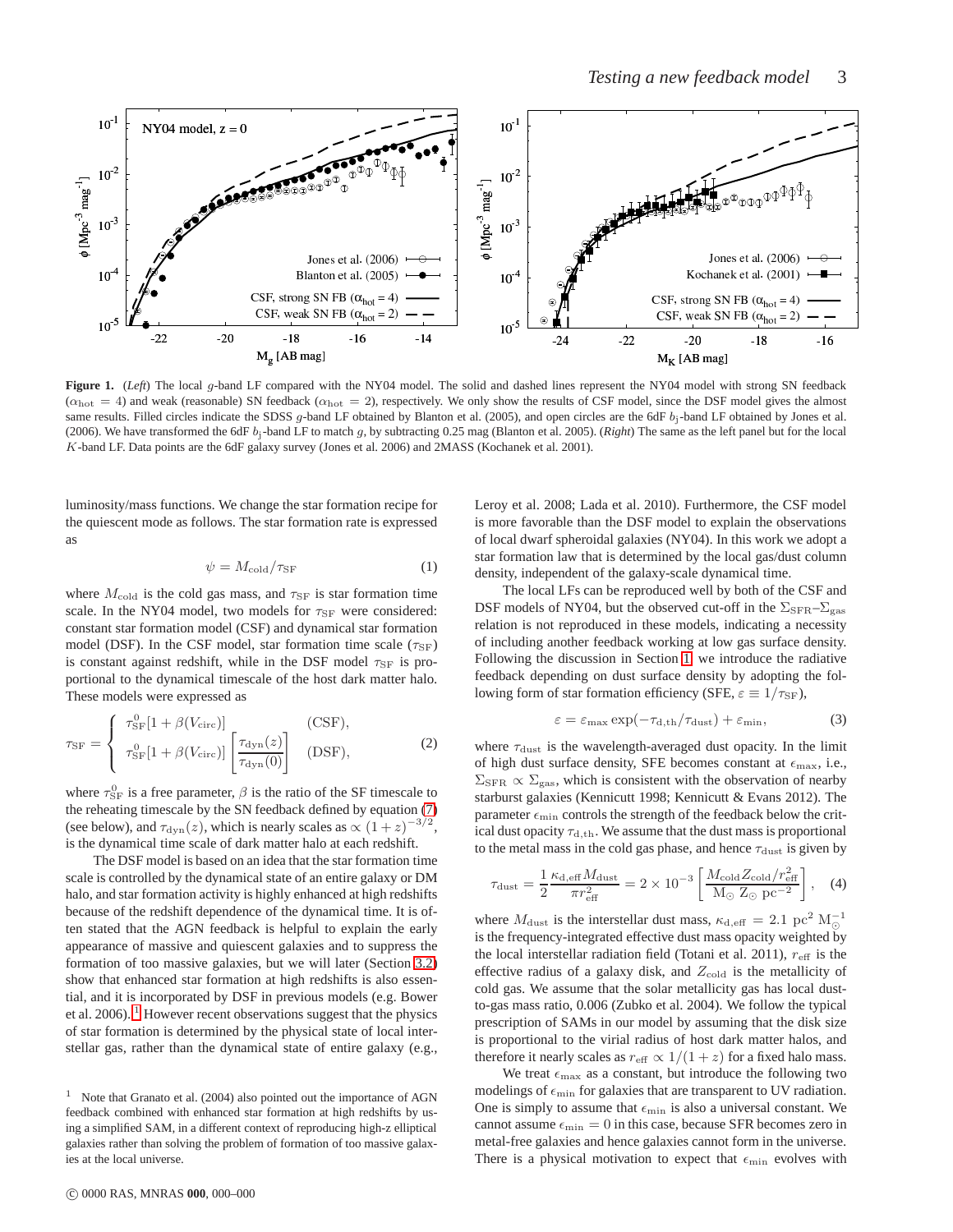NY04 model, z = 0

$\phi$ [Mpc$^{-3}$ mag$^{-1}$]

$10^{-1}$
$10^{-2}$
$10^{-3}$
$10^{-4}$
$10^{-5}$

-22 -20 -18 -16 -14

$M_g$ [AB mag]

Jones et al. (2006)
Blanton et al. (2005)
CSF, strong SN FB ($\alpha_{hot}$ = 4)
CSF, weak SN FB ($\alpha_{hot}$ = 2)

$\phi$ [Mpc$^{-3}$ mag$^{-1}$]

$10^{-1}$
$10^{-2}$
$10^{-3}$
$10^{-4}$
$10^{-5}$

-24 -22 -20 -18 -16

$M_K$ [AB mag]

Jones et al. (2006)
Kochanek et al. (2001)
CSF, strong SN FB ($\alpha_{hot}$ = 4)
CSF, weak SN FB ($\alpha_{hot}$ = 2)

**Figure 1.** (*Left*) The local $g$-band LF compared with the NY04 model. The solid and dashed lines represent the NY04 model with strong SN feedback ($\alpha_{\rm hot} = 4$) and weak (reasonable) SN feedback ($\alpha_{\rm hot} = 2$), respectively. We only show the results of CSF model, since the DSF model gives the almost same results. Filled circles indicate the SDSS $g$-band LF obtained by Blanton et al. (2005), and open circles are the 6dF $b_{\rm j}$-band LF obtained by Jones et al. (2006). We have transformed the 6dF $b_{\rm j}$-band LF to match $g$, by subtracting 0.25 mag (Blanton et al. 2005). (*Right*) The same as the left panel but for the local $K$-band LF. Data points are the 6dF galaxy survey (Jones et al. 2006) and 2MASS (Kochanek et al. 2001).

luminosity/mass functions. We change the star formation recipe for the quiescent mode as follows. The star formation rate is expressed as

$$\psi = M_{\rm cold}/\tau_{\rm SF} \tag{1}$$

where $M_{\rm cold}$ is the cold gas mass, and $\tau_{\rm SF}$ is star formation time scale. In the NY04 model, two models for $\tau_{\rm SF}$ were considered: constant star formation model (CSF) and dynamical star formation model (DSF). In the CSF model, star formation time scale ($\tau_{\rm SF}$) is constant against redshift, while in the DSF model $\tau_{\rm SF}$ is proportional to the dynamical timescale of the host dark matter halo. These models were expressed as

$$\tau_{\rm SF} = \begin{cases} \tau^0_{\rm SF}[1+\beta(V_{\rm circ})] & \text{(CSF)}, \\ \tau^0_{\rm SF}[1+\beta(V_{\rm circ})]\left[\dfrac{\tau_{\rm dyn}(z)}{\tau_{\rm dyn}(0)}\right] & \text{(DSF)}, \end{cases} \tag{2}$$

where $\tau^0_{\rm SF}$ is a free parameter, $\beta$ is the ratio of the SF timescale to the reheating timescale by the SN feedback defined by equation (7) (see below), and $\tau_{\rm dyn}(z)$, which is nearly scales as $\propto (1+z)^{-3/2}$, is the dynamical time scale of dark matter halo at each redshift.

The DSF model is based on an idea that the star formation time scale is controlled by the dynamical state of an entire galaxy or DM halo, and star formation activity is highly enhanced at high redshifts because of the redshift dependence of the dynamical time. It is often stated that the AGN feedback is helpful to explain the early appearance of massive and quiescent galaxies and to suppress the formation of too massive galaxies, but we will later (Section 3.2) show that enhanced star formation at high redshifts is also essential, and it is incorporated by DSF in previous models (e.g. Bower et al. 2006).[1] However recent observations suggest that the physics of star formation is determined by the physical state of local interstellar gas, rather than the dynamical state of entire galaxy (e.g., Leroy et al. 2008; Lada et al. 2010). Furthermore, the CSF model is more favorable than the DSF model to explain the observations of local dwarf spheroidal galaxies (NY04). In this work we adopt a star formation law that is determined by the local gas/dust column density, independent of the galaxy-scale dynamical time.

The local LFs can be reproduced well by both of the CSF and DSF models of NY04, but the observed cut-off in the $\Sigma_{\rm SFR}$–$\Sigma_{\rm gas}$ relation is not reproduced in these models, indicating a necessity of including another feedback working at low gas surface density. Following the discussion in Section 1, we introduce the radiative feedback depending on dust surface density by adopting the following form of star formation efficiency (SFE, $\varepsilon \equiv 1/\tau_{\rm SF}$),

$$\varepsilon = \varepsilon_{\rm max}\exp(-\tau_{\rm d,th}/\tau_{\rm dust}) + \varepsilon_{\rm min}, \tag{3}$$

where $\tau_{\rm dust}$ is the wavelength-averaged dust opacity. In the limit of high dust surface density, SFE becomes constant at $\epsilon_{\rm max}$, i.e., $\Sigma_{\rm SFR} \propto \Sigma_{\rm gas}$, which is consistent with the observation of nearby starburst galaxies (Kennicutt 1998; Kennicutt & Evans 2012). The parameter $\epsilon_{\rm min}$ controls the strength of the feedback below the critical dust opacity $\tau_{\rm d,th}$. We assume that the dust mass is proportional to the metal mass in the cold gas phase, and hence $\tau_{\rm dust}$ is given by

$$\tau_{\rm dust} = \frac{1}{2}\frac{\kappa_{\rm d,eff}M_{\rm dust}}{\pi r_{\rm eff}^2} = 2\times10^{-3}\left[\frac{M_{\rm cold}Z_{\rm cold}/r_{\rm eff}^2}{{\rm M}_\odot\ {\rm Z}_\odot\ {\rm pc}^{-2}}\right], \tag{4}$$

where $M_{\rm dust}$ is the interstellar dust mass, $\kappa_{\rm d,eff} = 2.1\ {\rm pc}^2\ {\rm M}_\odot^{-1}$ is the frequency-integrated effective dust mass opacity weighted by the local interstellar radiation field (Totani et al. 2011), $r_{\rm eff}$ is the effective radius of a galaxy disk, and $Z_{\rm cold}$ is the metallicity of cold gas. We assume that the solar metallicity gas has local dust-to-gas mass ratio, 0.006 (Zubko et al. 2004). We follow the typical prescription of SAMs in our model by assuming that the disk size is proportional to the virial radius of host dark matter halos, and therefore it nearly scales as $r_{\rm eff} \propto 1/(1+z)$ for a fixed halo mass.

We treat $\epsilon_{\rm max}$ as a constant, but introduce the following two modelings of $\epsilon_{\rm min}$ for galaxies that are transparent to UV radiation. One is simply to assume that $\epsilon_{\rm min}$ is also a universal constant. We cannot assume $\epsilon_{\rm min} = 0$ in this case, because SFR becomes zero in metal-free galaxies and hence galaxies cannot form in the universe. There is a physical motivation to expect that $\epsilon_{\rm min}$ evolves with

[1] Note that Granato et al. (2004) also pointed out the importance of AGN feedback combined with enhanced star formation at high redshifts by using a simplified SAM, in a different context of reproducing high-z elliptical galaxies rather than solving the problem of formation of too massive galaxies at the local universe.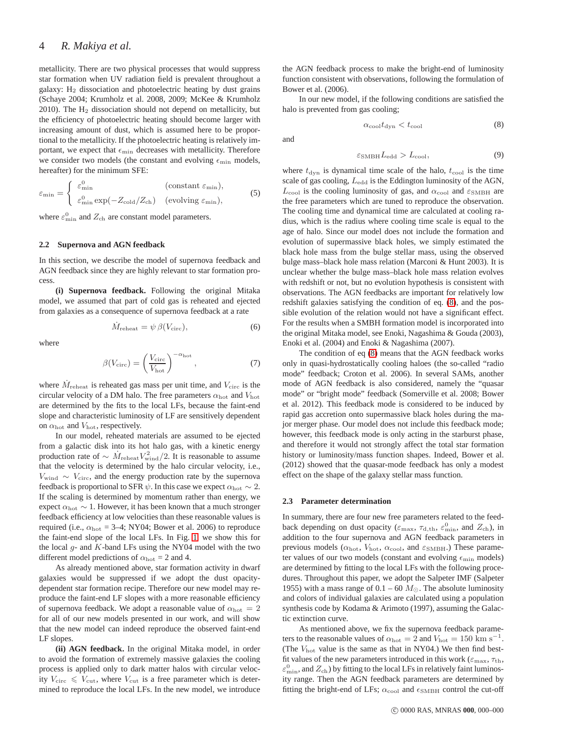metallicity. There are two physical processes that would suppress star formation when UV radiation field is prevalent throughout a galaxy: $H_2$ dissociation and photoelectric heating by dust grains (Schaye 2004; Krumholz et al. 2008, 2009; McKee & Krumholz 2010). The $H_2$ dissociation should not depend on metallicity, but the efficiency of photoelectric heating should become larger with increasing amount of dust, which is assumed here to be proportional to the metallicity. If the photoelectric heating is relatively important, we expect that $\epsilon_{\rm min}$ decreases with metallicity. Therefore we consider two models (the constant and evolving $\epsilon_{\rm min}$ models, hereafter) for the minimum SFE:

$$\varepsilon_{\rm min} = \begin{cases} \varepsilon_{\rm min}^{0} & (\text{constant } \varepsilon_{\rm min}), \\ \varepsilon_{\rm min}^{0} \exp(-Z_{\rm cold}/Z_{\rm ch}) & (\text{evolving } \varepsilon_{\rm min}), \end{cases} \tag{5}$$

where $\varepsilon_{\rm min}^{0}$ and $Z_{\rm ch}$ are constant model parameters.

### 2.2 Supernova and AGN feedback

In this section, we describe the model of supernova feedback and AGN feedback since they are highly relevant to star formation process.

**(i) Supernova feedback.** Following the original Mitaka model, we assumed that part of cold gas is reheated and ejected from galaxies as a consequence of supernova feedback at a rate

$$\dot{M}_{\rm reheat} = \psi\,\beta(V_{\rm circ}), \tag{6}$$

where

$$\beta(V_{\rm circ}) = \left(\frac{V_{\rm circ}}{V_{\rm hot}}\right)^{-\alpha_{\rm hot}}, \tag{7}$$

where $\dot{M}_{\rm reheat}$ is reheated gas mass per unit time, and $V_{\rm circ}$ is the circular velocity of a DM halo. The free parameters $\alpha_{\rm hot}$ and $V_{\rm hot}$ are determined by the fits to the local LFs, because the faint-end slope and characteristic luminosity of LF are sensitively dependent on $\alpha_{\rm hot}$ and $V_{\rm hot}$, respectively.

In our model, reheated materials are assumed to be ejected from a galactic disk into its hot halo gas, with a kinetic energy production rate of $\sim \dot{M}_{\rm reheat}V_{\rm wind}^2/2$. It is reasonable to assume that the velocity is determined by the halo circular velocity, i.e., $V_{\rm wind} \sim V_{\rm circ}$, and the energy production rate by the supernova feedback is proportional to SFR $\psi$. In this case we expect $\alpha_{\rm hot} \sim 2$. If the scaling is determined by momentum rather than energy, we expect $\alpha_{\rm hot} \sim 1$. However, it has been known that a much stronger feedback efficiency at low velocities than these reasonable values is required (i.e., $\alpha_{\rm hot}$ = 3–4; NY04; Bower et al. 2006) to reproduce the faint-end slope of the local LFs. In Fig. 1 we show this for the local $g$- and $K$-band LFs using the NY04 model with the two different model predictions of $\alpha_{\rm hot}$ = 2 and 4.

As already mentioned above, star formation activity in dwarf galaxies would be suppressed if we adopt the dust opacity-dependent star formation recipe. Therefore our new model may reproduce the faint-end LF slopes with a more reasonable efficiency of supernova feedback. We adopt a reasonable value of $\alpha_{\rm hot} = 2$ for all of our new models presented in our work, and will show that the new model can indeed reproduce the observed faint-end LF slopes.

**(ii) AGN feedback.** In the original Mitaka model, in order to avoid the formation of extremely massive galaxies the cooling process is applied only to dark matter halos with circular velocity $V_{\rm circ} \leqslant V_{\rm cut}$, where $V_{\rm cut}$ is a free parameter which is determined to reproduce the local LFs. In the new model, we introduce the AGN feedback process to make the bright-end of luminosity function consistent with observations, following the formulation of Bower et al. (2006).

In our new model, if the following conditions are satisfied the halo is prevented from gas cooling;

$$\alpha_{\rm cool}t_{\rm dyn} < t_{\rm cool} \tag{8}$$

and

$$\varepsilon_{\rm SMBH}L_{\rm edd} > L_{\rm cool}, \tag{9}$$

where $t_{\rm dyn}$ is dynamical time scale of the halo, $t_{\rm cool}$ is the time scale of gas cooling, $L_{\rm edd}$ is the Eddington luminosity of the AGN, $L_{\rm cool}$ is the cooling luminosity of gas, and $\alpha_{\rm cool}$ and $\varepsilon_{\rm SMBH}$ are the free parameters which are tuned to reproduce the observation. The cooling time and dynamical time are calculated at cooling radius, which is the radius where cooling time scale is equal to the age of halo. Since our model does not include the formation and evolution of supermassive black holes, we simply estimated the black hole mass from the bulge stellar mass, using the observed bulge mass–black hole mass relation (Marconi & Hunt 2003). It is unclear whether the bulge mass–black hole mass relation evolves with redshift or not, but no evolution hypothesis is consistent with observations. The AGN feedbacks are important for relatively low redshift galaxies satisfying the condition of eq. (8), and the possible evolution of the relation would not have a significant effect. For the results when a SMBH formation model is incorporated into the original Mitaka model, see Enoki, Nagashima & Gouda (2003), Enoki et al. (2004) and Enoki & Nagashima (2007).

The condition of eq (8) means that the AGN feedback works only in quasi-hydrostatically cooling haloes (the so-called "radio mode" feedback; Croton et al. 2006). In several SAMs, another mode of AGN feedback is also considered, namely the "quasar mode" or "bright mode" feedback (Somerville et al. 2008; Bower et al. 2012). This feedback mode is considered to be induced by rapid gas accretion onto supermassive black holes during the major merger phase. Our model does not include this feedback mode; however, this feedback mode is only acting in the starburst phase, and therefore it would not strongly affect the total star formation history or luminosity/mass function shapes. Indeed, Bower et al. (2012) showed that the quasar-mode feedback has only a modest effect on the shape of the galaxy stellar mass function.

### 2.3 Parameter determination

In summary, there are four new free parameters related to the feedback depending on dust opacity ($\varepsilon_{\rm max}$, $\tau_{\rm d,th}$, $\varepsilon_{\rm min}^{0}$, and $Z_{\rm ch}$), in addition to the four supernova and AGN feedback parameters in previous models ($\alpha_{\rm hot}$, $V_{\rm hot}$, $\alpha_{\rm cool}$, and $\varepsilon_{\rm SMBH}$.) These parameter values of our two models (constant and evolving $\epsilon_{\rm min}$ models) are determined by fitting to the local LFs with the following procedures. Throughout this paper, we adopt the Salpeter IMF (Salpeter 1955) with a mass range of 0.1 – 60 $M_{\odot}$. The absolute luminosity and colors of individual galaxies are calculated using a population synthesis code by Kodama & Arimoto (1997), assuming the Galactic extinction curve.

As mentioned above, we fix the supernova feedback parameters to the reasonable values of $\alpha_{\rm hot} = 2$ and $V_{\rm hot} = 150$ km s$^{-1}$. (The $V_{\rm hot}$ value is the same as that in NY04.) We then find best-fit values of the new parameters introduced in this work ($\varepsilon_{\rm max}$, $\tau_{\rm th}$, $\varepsilon_{\rm min}^{0}$, and $Z_{\rm ch}$) by fitting to the local LFs in relatively faint luminosity range. Then the AGN feedback parameters are determined by fitting the bright-end of LFs; $\alpha_{\rm cool}$ and $\epsilon_{\rm SMBH}$ control the cut-off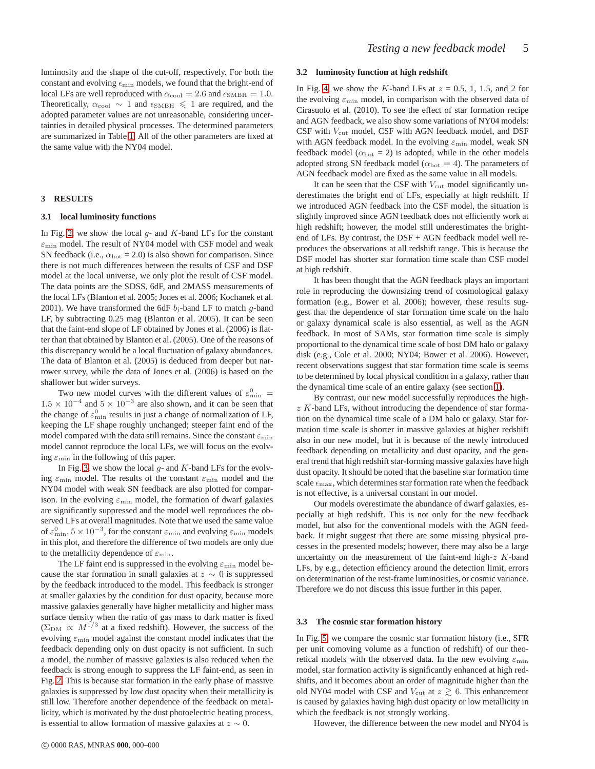luminosity and the shape of the cut-off, respectively. For both the constant and evolving $\epsilon_{\min}$ models, we found that the bright-end of local LFs are well reproduced with $\alpha_{\rm cool} = 2.6$ and $\epsilon_{\rm SMBH} = 1.0$. Theoretically, $\alpha_{\rm cool} \sim 1$ and $\epsilon_{\rm SMBH} \leqslant 1$ are required, and the adopted parameter values are not unreasonable, considering uncertainties in detailed physical processes. The determined parameters are summarized in Table 1. All of the other parameters are fixed at the same value with the NY04 model.

## 3 RESULTS

### 3.1 local luminosity functions

In Fig. 2, we show the local $g$- and $K$-band LFs for the constant $\varepsilon_{\min}$ model. The result of NY04 model with CSF model and weak SN feedback (i.e., $\alpha_{\rm hot}$ = 2.0) is also shown for comparison. Since there is not much differences between the results of CSF and DSF model at the local universe, we only plot the result of CSF model. The data points are the SDSS, 6dF, and 2MASS measurements of the local LFs (Blanton et al. 2005; Jones et al. 2006; Kochanek et al. 2001). We have transformed the 6dF $b_{\rm j}$-band LF to match $g$-band LF, by subtracting 0.25 mag (Blanton et al. 2005). It can be seen that the faint-end slope of LF obtained by Jones et al. (2006) is flatter than that obtained by Blanton et al. (2005). One of the reasons of this discrepancy would be a local fluctuation of galaxy abundances. The data of Blanton et al. (2005) is deduced from deeper but narrower survey, while the data of Jones et al. (2006) is based on the shallower but wider surveys.

Two new model curves with the different values of $\varepsilon^0_{\min} = 1.5 \times 10^{-4}$ and $5 \times 10^{-3}$ are also shown, and it can be seen that the change of $\varepsilon^0_{\min}$ results in just a change of normalization of LF, keeping the LF shape roughly unchanged; steeper faint end of the model compared with the data still remains. Since the constant $\varepsilon_{\min}$ model cannot reproduce the local LFs, we will focus on the evolving $\varepsilon_{\min}$ in the following of this paper.

In Fig. 3, we show the local $g$- and $K$-band LFs for the evolving $\varepsilon_{\min}$ model. The results of the constant $\varepsilon_{\min}$ model and the NY04 model with weak SN feedback are also plotted for comparison. In the evolving $\varepsilon_{\min}$ model, the formation of dwarf galaxies are significantly suppressed and the model well reproduces the observed LFs at overall magnitudes. Note that we used the same value of $\varepsilon^0_{\min}$, $5 \times 10^{-3}$, for the constant $\varepsilon_{\min}$ and evolving $\varepsilon_{\min}$ models in this plot, and therefore the difference of two models are only due to the metallicity dependence of $\varepsilon_{\min}$.

The LF faint end is suppressed in the evolving $\varepsilon_{\min}$ model because the star formation in small galaxies at $z \sim 0$ is suppressed by the feedback introduced to the model. This feedback is stronger at smaller galaxies by the condition for dust opacity, because more massive galaxies generally have higher metallicity and higher mass surface density when the ratio of gas mass to dark matter is fixed ($\Sigma_{\rm DM} \propto M^{1/3}$ at a fixed redshift). However, the success of the evolving $\varepsilon_{\min}$ model against the constant model indicates that the feedback depending only on dust opacity is not sufficient. In such a model, the number of massive galaxies is also reduced when the feedback is strong enough to suppress the LF faint-end, as seen in Fig. 2. This is because star formation in the early phase of massive galaxies is suppressed by low dust opacity when their metallicity is still low. Therefore another dependence of the feedback on metallicity, which is motivated by the dust photoelectric heating process, is essential to allow formation of massive galaxies at $z \sim 0$.

### 3.2 luminosity function at high redshift

In Fig. 4, we show the $K$-band LFs at $z$ = 0.5, 1, 1.5, and 2 for the evolving $\varepsilon_{\min}$ model, in comparison with the observed data of Cirasuolo et al. (2010). To see the effect of star formation recipe and AGN feedback, we also show some variations of NY04 models: CSF with $V_{\rm cut}$ model, CSF with AGN feedback model, and DSF with AGN feedback model. In the evolving $\varepsilon_{\min}$ model, weak SN feedback model ($\alpha_{\rm hot}$ = 2) is adopted, while in the other models adopted strong SN feedback model ($\alpha_{\rm hot}$ = 4). The parameters of AGN feedback model are fixed as the same value in all models.

It can be seen that the CSF with $V_{\rm cut}$ model significantly underestimates the bright end of LFs, especially at high redshift. If we introduced AGN feedback into the CSF model, the situation is slightly improved since AGN feedback does not efficiently work at high redshift; however, the model still underestimates the bright-end of LFs. By contrast, the DSF + AGN feedback model well reproduces the observations at all redshift range. This is because the DSF model has shorter star formation time scale than CSF model at high redshift.

It has been thought that the AGN feedback plays an important role in reproducing the downsizing trend of cosmological galaxy formation (e.g., Bower et al. 2006); however, these results suggest that the dependence of star formation time scale on the halo or galaxy dynamical scale is also essential, as well as the AGN feedback. In most of SAMs, star formation time scale is simply proportional to the dynamical time scale of host DM halo or galaxy disk (e.g., Cole et al. 2000; NY04; Bower et al. 2006). However, recent observations suggest that star formation time scale is seems to be determined by local physical condition in a galaxy, rather than the dynamical time scale of an entire galaxy (see section 1).

By contrast, our new model successfully reproduces the high-$z$ $K$-band LFs, without introducing the dependence of star formation on the dynamical time scale of a DM halo or galaxy. Star formation time scale is shorter in massive galaxies at higher redshift also in our new model, but it is because of the newly introduced feedback depending on metallicity and dust opacity, and the general trend that high redshift star-forming massive galaxies have high dust opacity. It should be noted that the baseline star formation time scale $\epsilon_{\max}$, which determines star formation rate when the feedback is not effective, is a universal constant in our model.

Our models overestimate the abundance of dwarf galaxies, especially at high redshift. This is not only for the new feedback model, but also for the conventional models with the AGN feedback. It might suggest that there are some missing physical processes in the presented models; however, there may also be a large uncertainty on the measurement of the faint-end high-$z$ $K$-band LFs, by e.g., detection efficiency around the detection limit, errors on determination of the rest-frame luminosities, or cosmic variance. Therefore we do not discuss this issue further in this paper.

### 3.3 The cosmic star formation history

In Fig. 5, we compare the cosmic star formation history (i.e., SFR per unit comoving volume as a function of redshift) of our theoretical models with the observed data. In the new evolving $\varepsilon_{\min}$ model, star formation activity is significantly enhanced at high redshifts, and it becomes about an order of magnitude higher than the old NY04 model with CSF and $V_{\rm cut}$ at $z \gtrsim 6$. This enhancement is caused by galaxies having high dust opacity or low metallicity in which the feedback is not strongly working.

However, the difference between the new model and NY04 is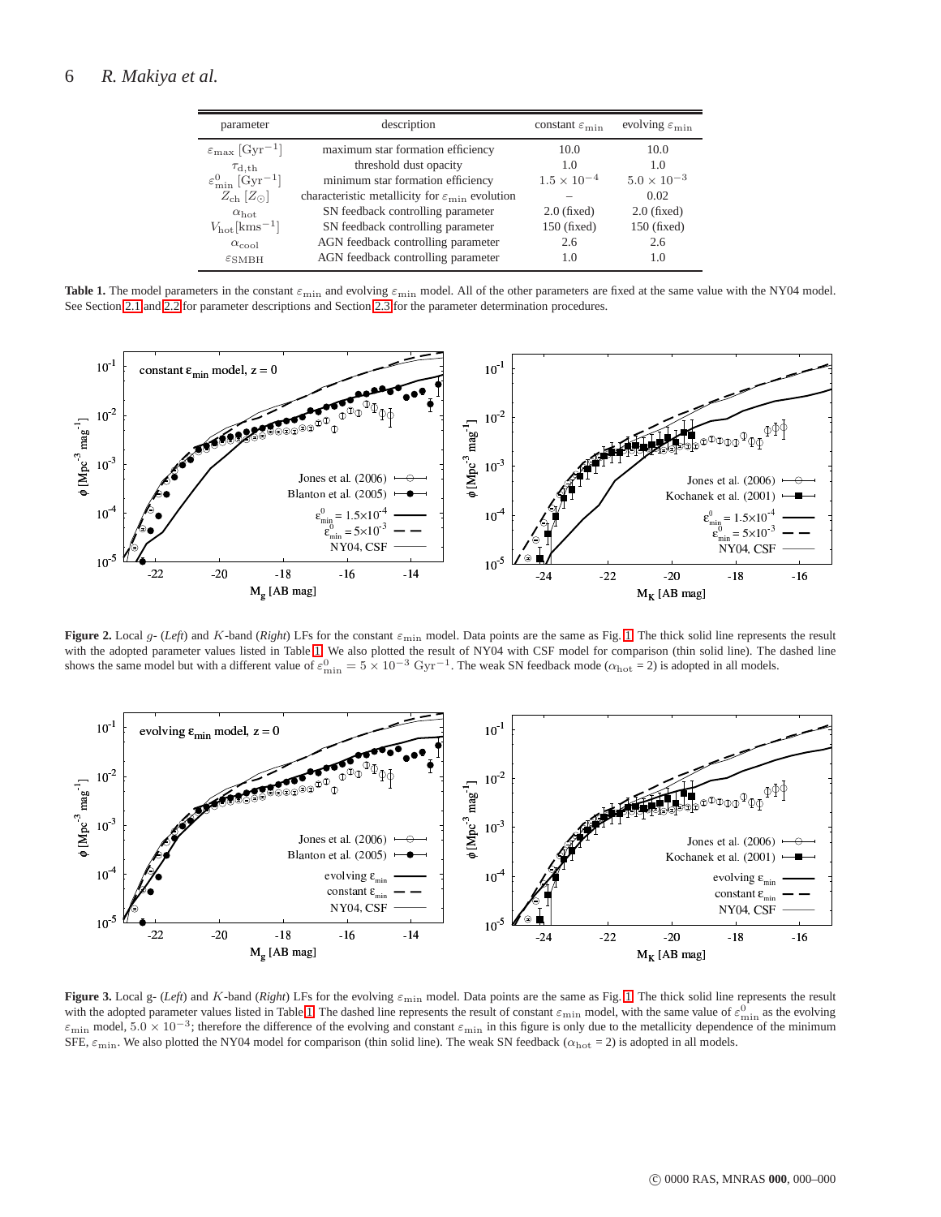| parameter | description | constant $\varepsilon_{\rm min}$ | evolving $\varepsilon_{\rm min}$ |
| --- | --- | --- | --- |
| $\varepsilon_{\rm max}$ [Gyr$^{-1}$] | maximum star formation efficiency | 10.0 | 10.0 |
| $\tau_{\rm d,th}$ | threshold dust opacity | 1.0 | 1.0 |
| $\varepsilon^0_{\rm min}$ [Gyr$^{-1}$] | minimum star formation efficiency | $1.5 \times 10^{-4}$ | $5.0 \times 10^{-3}$ |
| $Z_{\rm ch}$ [$Z_\odot$] | characteristic metallicity for $\varepsilon_{\rm min}$ evolution | – | 0.02 |
| $\alpha_{\rm hot}$ | SN feedback controlling parameter | 2.0 (fixed) | 2.0 (fixed) |
| $V_{\rm hot}$[kms$^{-1}$] | SN feedback controlling parameter | 150 (fixed) | 150 (fixed) |
| $\alpha_{\rm cool}$ | AGN feedback controlling parameter | 2.6 | 2.6 |
| $\varepsilon_{\rm SMBH}$ | AGN feedback controlling parameter | 1.0 | 1.0 |

**Table 1.** The model parameters in the constant $\varepsilon_{\rm min}$ and evolving $\varepsilon_{\rm min}$ model. All of the other parameters are fixed at the same value with the NY04 model. See Section 2.1 and 2.2 for parameter descriptions and Section 2.3 for the parameter determination procedures.

constant $\varepsilon_{\rm min}$ model, z = 0

Jones et al. (2006)
Blanton et al. (2005)
$\varepsilon^0_{\rm min} = 1.5\times10^{-4}$
$\varepsilon^0_{\rm min} = 5\times10^{-3}$
NY04, CSF

$\phi$ [Mpc$^{-3}$ mag$^{-1}$]
$M_g$ [AB mag]

Jones et al. (2006)
Kochanek et al. (2001)
$\varepsilon^0_{\rm min} = 1.5\times10^{-4}$
$\varepsilon^0_{\rm min} = 5\times10^{-3}$
NY04, CSF

$\phi$ [Mpc$^{-3}$ mag$^{-1}$]
$M_K$ [AB mag]

**Figure 2.** Local $g$- (*Left*) and $K$-band (*Right*) LFs for the constant $\varepsilon_{\rm min}$ model. Data points are the same as Fig. 1. The thick solid line represents the result with the adopted parameter values listed in Table 1. We also plotted the result of NY04 with CSF model for comparison (thin solid line). The dashed line shows the same model but with a different value of $\varepsilon^0_{\rm min} = 5 \times 10^{-3}$ Gyr$^{-1}$. The weak SN feedback mode ($\alpha_{\rm hot}$ = 2) is adopted in all models.

evolving $\varepsilon_{\rm min}$ model, z = 0

Jones et al. (2006)
Blanton et al. (2005)
evolving $\varepsilon_{\rm min}$
constant $\varepsilon_{\rm min}$
NY04, CSF

$\phi$ [Mpc$^{-3}$ mag$^{-1}$]
$M_g$ [AB mag]

Jones et al. (2006)
Kochanek et al. (2001)
evolving $\varepsilon_{\rm min}$
constant $\varepsilon_{\rm min}$
NY04, CSF

$\phi$ [Mpc$^{-3}$ mag$^{-1}$]
$M_K$ [AB mag]

**Figure 3.** Local g- (*Left*) and $K$-band (*Right*) LFs for the evolving $\varepsilon_{\rm min}$ model. Data points are the same as Fig. 1. The thick solid line represents the result with the adopted parameter values listed in Table 1. The dashed line represents the result of constant $\varepsilon_{\rm min}$ model, with the same value of $\varepsilon^0_{\rm min}$ as the evolving $\varepsilon_{\rm min}$ model, $5.0 \times 10^{-3}$; therefore the difference of the evolving and constant $\varepsilon_{\rm min}$ in this figure is only due to the metallicity dependence of the minimum SFE, $\varepsilon_{\rm min}$. We also plotted the NY04 model for comparison (thin solid line). The weak SN feedback ($\alpha_{\rm hot}$ = 2) is adopted in all models.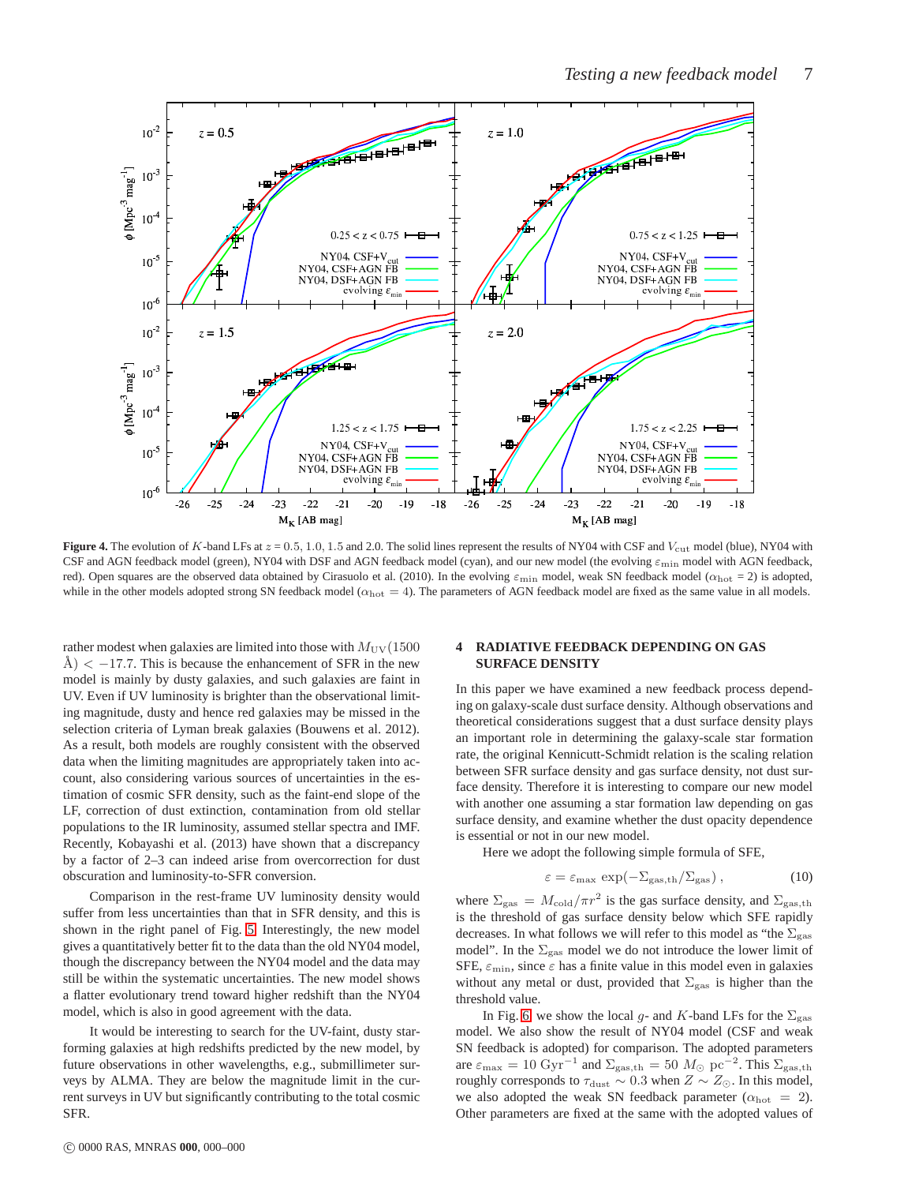z = 0.5

0.25 < z < 0.75

NY04, CSF+V_cut

NY04, CSF+AGN FB

NY04, DSF+AGN FB

evolving ε_min

z = 1.0

0.75 < z < 1.25

NY04, CSF+V_cut

NY04, CSF+AGN FB

NY04, DSF+AGN FB

evolving ε_min

z = 1.5

1.25 < z < 1.75

NY04, CSF+V_cut

NY04, CSF+AGN FB

NY04, DSF+AGN FB

evolving ε_min

z = 2.0

1.75 < z < 2.25

NY04, CSF+V_cut

NY04, CSF+AGN FB

NY04, DSF+AGN FB

evolving ε_min

φ [Mpc^-3 mag^-1]

10^-2

10^-3

10^-4

10^-5

10^-6

-26 -25 -24 -23 -22 -21 -20 -19 -18

M_K [AB mag]

**Figure 4.** The evolution of $K$-band LFs at $z = 0.5$, 1.0, 1.5 and 2.0. The solid lines represent the results of NY04 with CSF and $V_{\rm cut}$ model (blue), NY04 with CSF and AGN feedback model (green), NY04 with DSF and AGN feedback model (cyan), and our new model (the evolving $\varepsilon_{\rm min}$ model with AGN feedback, red). Open squares are the observed data obtained by Cirasuolo et al. (2010). In the evolving $\varepsilon_{\rm min}$ model, weak SN feedback model ($\alpha_{\rm hot} = 2$) is adopted, while in the other models adopted strong SN feedback model ($\alpha_{\rm hot} = 4$). The parameters of AGN feedback model are fixed as the same value in all models.

rather modest when galaxies are limited into those with $M_{\rm UV}(1500\ {\rm Å}) < -17.7$. This is because the enhancement of SFR in the new model is mainly by dusty galaxies, and such galaxies are faint in UV. Even if UV luminosity is brighter than the observational limiting magnitude, dusty and hence red galaxies may be missed in the selection criteria of Lyman break galaxies (Bouwens et al. 2012). As a result, both models are roughly consistent with the observed data when the limiting magnitudes are appropriately taken into account, also considering various sources of uncertainties in the estimation of cosmic SFR density, such as the faint-end slope of the LF, correction of dust extinction, contamination from old stellar populations to the IR luminosity, assumed stellar spectra and IMF. Recently, Kobayashi et al. (2013) have shown that a discrepancy by a factor of 2–3 can indeed arise from overcorrection for dust obscuration and luminosity-to-SFR conversion.

Comparison in the rest-frame UV luminosity density would suffer from less uncertainties than that in SFR density, and this is shown in the right panel of Fig. 5. Interestingly, the new model gives a quantitatively better fit to the data than the old NY04 model, though the discrepancy between the NY04 model and the data may still be within the systematic uncertainties. The new model shows a flatter evolutionary trend toward higher redshift than the NY04 model, which is also in good agreement with the data.

It would be interesting to search for the UV-faint, dusty star-forming galaxies at high redshifts predicted by the new model, by future observations in other wavelengths, e.g., submillimeter surveys by ALMA. They are below the magnitude limit in the current surveys in UV but significantly contributing to the total cosmic SFR.

## 4 RADIATIVE FEEDBACK DEPENDING ON GAS SURFACE DENSITY

In this paper we have examined a new feedback process depending on galaxy-scale dust surface density. Although observations and theoretical considerations suggest that a dust surface density plays an important role in determining the galaxy-scale star formation rate, the original Kennicutt-Schmidt relation is the scaling relation between SFR surface density and gas surface density, not dust surface density. Therefore it is interesting to compare our new model with another one assuming a star formation law depending on gas surface density, and examine whether the dust opacity dependence is essential or not in our new model.

Here we adopt the following simple formula of SFE,

$$\varepsilon = \varepsilon_{\rm max}\ \exp(-\Sigma_{\rm gas,th}/\Sigma_{\rm gas})\,, \tag{10}$$

where $\Sigma_{\rm gas} = M_{\rm cold}/\pi r^2$ is the gas surface density, and $\Sigma_{\rm gas,th}$ is the threshold of gas surface density below which SFE rapidly decreases. In what follows we will refer to this model as "the $\Sigma_{\rm gas}$ model". In the $\Sigma_{\rm gas}$ model we do not introduce the lower limit of SFE, $\varepsilon_{\rm min}$, since $\varepsilon$ has a finite value in this model even in galaxies without any metal or dust, provided that $\Sigma_{\rm gas}$ is higher than the threshold value.

In Fig. 6 we show the local $g$- and $K$-band LFs for the $\Sigma_{\rm gas}$ model. We also show the result of NY04 model (CSF and weak SN feedback is adopted) for comparison. The adopted parameters are $\varepsilon_{\rm max} = 10\ {\rm Gyr}^{-1}$ and $\Sigma_{\rm gas,th} = 50\ M_{\odot}\ {\rm pc}^{-2}$. This $\Sigma_{\rm gas,th}$ roughly corresponds to $\tau_{\rm dust} \sim 0.3$ when $Z \sim Z_{\odot}$. In this model, we also adopted the weak SN feedback parameter ($\alpha_{\rm hot} = 2$). Other parameters are fixed at the same with the adopted values of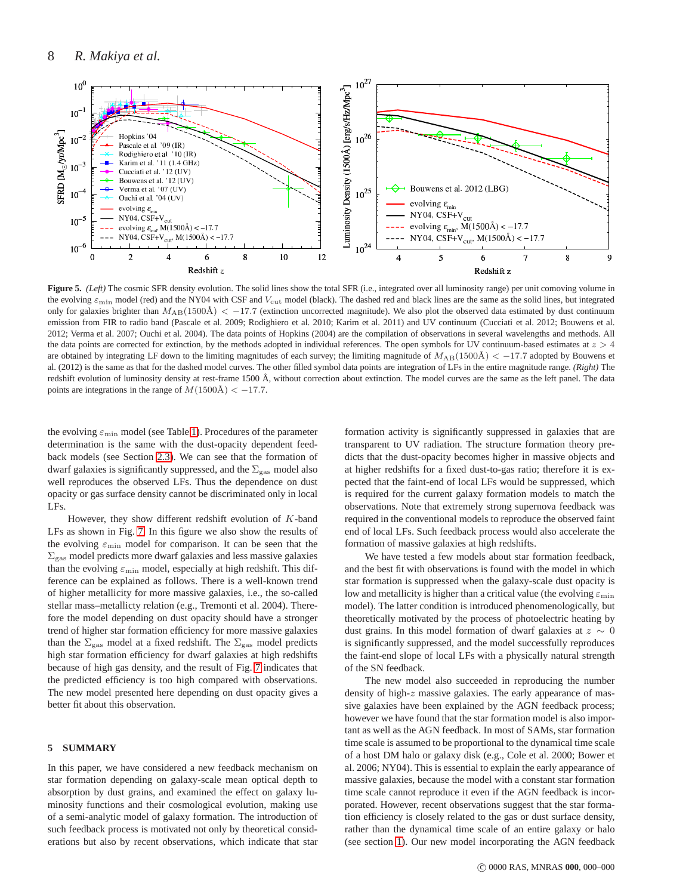SFRD [M$_\odot$/yr/Mpc$^3$]

Redshift $z$

Hopkins '04
Pascale et al. '09 (IR)
Rodighiero et al. '10 (IR)
Karim et al. '11 (1.4 GHz)
Cucciati et al. '12 (UV)
Bouwens et al. '12 (UV)
Verma et al. '07 (UV)
Ouchi et al. '04 (UV)
evolving $\varepsilon_{\rm min}$
NY04, CSF+V$_{\rm cut}$
evolving $\varepsilon_{\rm min}$, M(1500Å) < −17.7
NY04, CSF+V$_{\rm cut}$, M(1500Å) < −17.7

Luminosity Density (1500Å) [erg/s/Hz/Mpc$^3$]

Redshift z

Bouwens et al. 2012 (LBG)
evolving $\varepsilon_{\rm min}$
NY04, CSF+V$_{\rm cut}$
evolving $\varepsilon_{\rm min}$, M(1500Å) < −17.7
NY04, CSF+V$_{\rm cut}$, M(1500Å) < −17.7

**Figure 5.** *(Left)* The cosmic SFR density evolution. The solid lines show the total SFR (i.e., integrated over all luminosity range) per unit comoving volume in the evolving $\varepsilon_{\rm min}$ model (red) and the NY04 with CSF and $V_{\rm cut}$ model (black). The dashed red and black lines are the same as the solid lines, but integrated only for galaxies brighter than $M_{\rm AB}(1500\text{Å}) < -17.7$ (extinction uncorrected magnitude). We also plot the observed data estimated by dust continuum emission from FIR to radio band (Pascale et al. 2009; Rodighiero et al. 2010; Karim et al. 2011) and UV continuum (Cucciati et al. 2012; Bouwens et al. 2012; Verma et al. 2007; Ouchi et al. 2004). The data points of Hopkins (2004) are the compilation of observations in several wavelengths and methods. All the data points are corrected for extinction, by the methods adopted in individual references. The open symbols for UV continuum-based estimates at $z > 4$ are obtained by integrating LF down to the limiting magnitudes of each survey; the limiting magnitude of $M_{\rm AB}(1500\text{Å}) < -17.7$ adopted by Bouwens et al. (2012) is the same as that for the dashed model curves. The other filled symbol data points are integration of LFs in the entire magnitude range. *(Right)* The redshift evolution of luminosity density at rest-frame 1500 Å, without correction about extinction. The model curves are the same as the left panel. The data points are integrations in the range of $M(1500\text{Å}) < -17.7$.

the evolving $\varepsilon_{\rm min}$ model (see Table 1). Procedures of the parameter determination is the same with the dust-opacity dependent feedback models (see Section 2.3). We can see that the formation of dwarf galaxies is significantly suppressed, and the $\Sigma_{\rm gas}$ model also well reproduces the observed LFs. Thus the dependence on dust opacity or gas surface density cannot be discriminated only in local LFs.

However, they show different redshift evolution of $K$-band LFs as shown in Fig. 7. In this figure we also show the results of the evolving $\varepsilon_{\rm min}$ model for comparison. It can be seen that the $\Sigma_{\rm gas}$ model predicts more dwarf galaxies and less massive galaxies than the evolving $\varepsilon_{\rm min}$ model, especially at high redshift. This difference can be explained as follows. There is a well-known trend of higher metallicity for more massive galaxies, i.e., the so-called stellar mass–metallicty relation (e.g., Tremonti et al. 2004). Therefore the model depending on dust opacity should have a stronger trend of higher star formation efficiency for more massive galaxies than the $\Sigma_{\rm gas}$ model at a fixed redshift. The $\Sigma_{\rm gas}$ model predicts high star formation efficiency for dwarf galaxies at high redshifts because of high gas density, and the result of Fig. 7 indicates that the predicted efficiency is too high compared with observations. The new model presented here depending on dust opacity gives a better fit about this observation.

## 5 SUMMARY

In this paper, we have considered a new feedback mechanism on star formation depending on galaxy-scale mean optical depth to absorption by dust grains, and examined the effect on galaxy luminosity functions and their cosmological evolution, making use of a semi-analytic model of galaxy formation. The introduction of such feedback process is motivated not only by theoretical considerations but also by recent observations, which indicate that star formation activity is significantly suppressed in galaxies that are transparent to UV radiation. The structure formation theory predicts that the dust-opacity becomes higher in massive objects and at higher redshifts for a fixed dust-to-gas ratio; therefore it is expected that the faint-end of local LFs would be suppressed, which is required for the current galaxy formation models to match the observations. Note that extremely strong supernova feedback was required in the conventional models to reproduce the observed faint end of local LFs. Such feedback process would also accelerate the formation of massive galaxies at high redshifts.

We have tested a few models about star formation feedback, and the best fit with observations is found with the model in which star formation is suppressed when the galaxy-scale dust opacity is low and metallicity is higher than a critical value (the evolving $\varepsilon_{\rm min}$ model). The latter condition is introduced phenomenologically, but theoretically motivated by the process of photoelectric heating by dust grains. In this model formation of dwarf galaxies at $z \sim 0$ is significantly suppressed, and the model successfully reproduces the faint-end slope of local LFs with a physically natural strength of the SN feedback.

The new model also succeeded in reproducing the number density of high-$z$ massive galaxies. The early appearance of massive galaxies have been explained by the AGN feedback process; however we have found that the star formation model is also important as well as the AGN feedback. In most of SAMs, star formation time scale is assumed to be proportional to the dynamical time scale of a host DM halo or galaxy disk (e.g., Cole et al. 2000; Bower et al. 2006; NY04). This is essential to explain the early appearance of massive galaxies, because the model with a constant star formation time scale cannot reproduce it even if the AGN feedback is incorporated. However, recent observations suggest that the star formation efficiency is closely related to the gas or dust surface density, rather than the dynamical time scale of an entire galaxy or halo (see section 1). Our new model incorporating the AGN feedback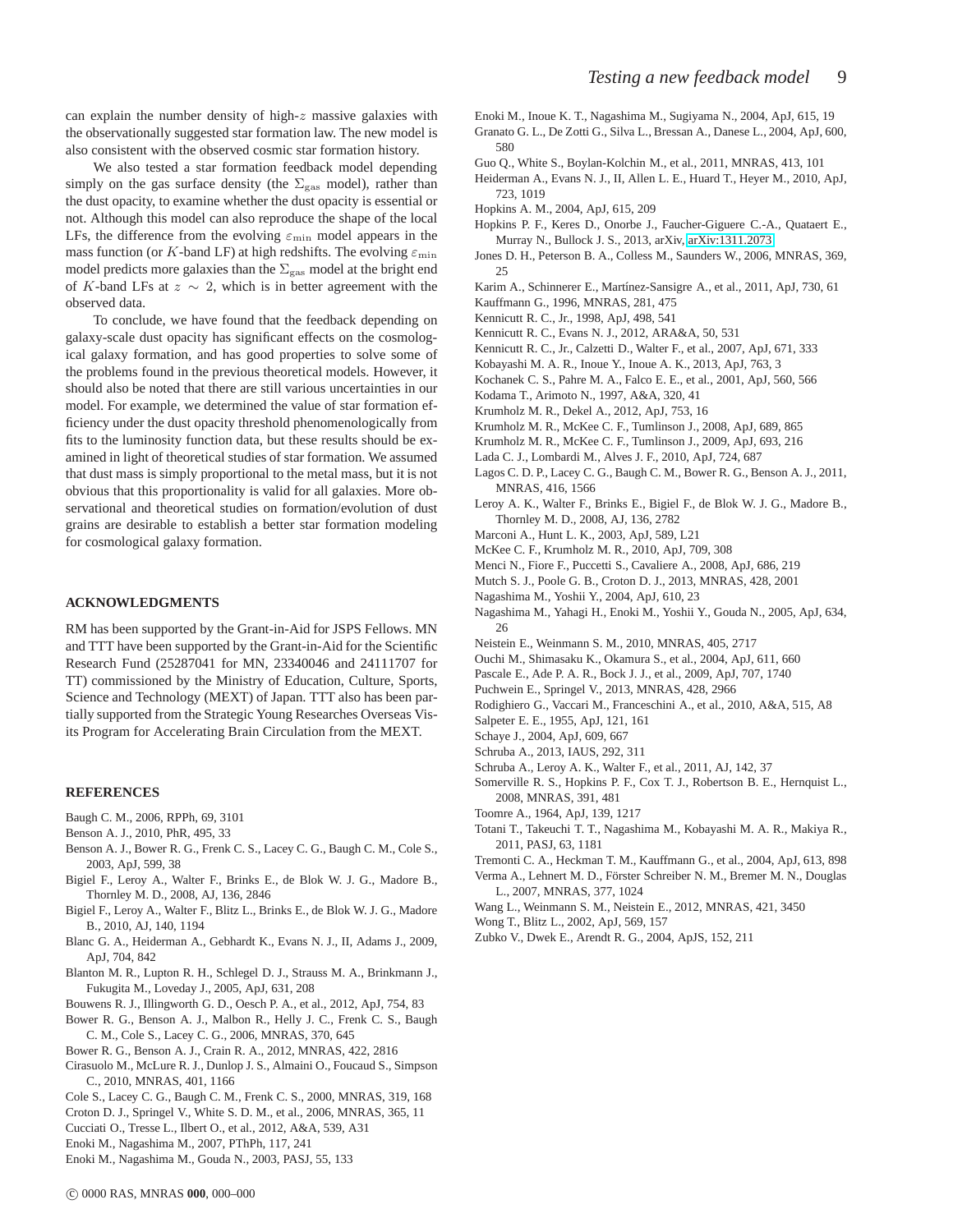can explain the number density of high-$z$ massive galaxies with the observationally suggested star formation law. The new model is also consistent with the observed cosmic star formation history.

We also tested a star formation feedback model depending simply on the gas surface density (the $\Sigma_{\rm gas}$ model), rather than the dust opacity, to examine whether the dust opacity is essential or not. Although this model can also reproduce the shape of the local LFs, the difference from the evolving $\varepsilon_{\rm min}$ model appears in the mass function (or $K$-band LF) at high redshifts. The evolving $\varepsilon_{\rm min}$ model predicts more galaxies than the $\Sigma_{\rm gas}$ model at the bright end of $K$-band LFs at $z \sim 2$, which is in better agreement with the observed data.

To conclude, we have found that the feedback depending on galaxy-scale dust opacity has significant effects on the cosmological galaxy formation, and has good properties to solve some of the problems found in the previous theoretical models. However, it should also be noted that there are still various uncertainties in our model. For example, we determined the value of star formation efficiency under the dust opacity threshold phenomenologically from fits to the luminosity function data, but these results should be examined in light of theoretical studies of star formation. We assumed that dust mass is simply proportional to the metal mass, but it is not obvious that this proportionality is valid for all galaxies. More observational and theoretical studies on formation/evolution of dust grains are desirable to establish a better star formation modeling for cosmological galaxy formation.

## ACKNOWLEDGMENTS

RM has been supported by the Grant-in-Aid for JSPS Fellows. MN and TTT have been supported by the Grant-in-Aid for the Scientific Research Fund (25287041 for MN, 23340046 and 24111707 for TT) commissioned by the Ministry of Education, Culture, Sports, Science and Technology (MEXT) of Japan. TTT also has been partially supported from the Strategic Young Researches Overseas Visits Program for Accelerating Brain Circulation from the MEXT.

## REFERENCES

Baugh C. M., 2006, RPPh, 69, 3101
Benson A. J., 2010, PhR, 495, 33
Benson A. J., Bower R. G., Frenk C. S., Lacey C. G., Baugh C. M., Cole S., 2003, ApJ, 599, 38
Bigiel F., Leroy A., Walter F., Brinks E., de Blok W. J. G., Madore B., Thornley M. D., 2008, AJ, 136, 2846
Bigiel F., Leroy A., Walter F., Blitz L., Brinks E., de Blok W. J. G., Madore B., 2010, AJ, 140, 1194
Blanc G. A., Heiderman A., Gebhardt K., Evans N. J., II, Adams J., 2009, ApJ, 704, 842
Blanton M. R., Lupton R. H., Schlegel D. J., Strauss M. A., Brinkmann J., Fukugita M., Loveday J., 2005, ApJ, 631, 208
Bouwens R. J., Illingworth G. D., Oesch P. A., et al., 2012, ApJ, 754, 83
Bower R. G., Benson A. J., Malbon R., Helly J. C., Frenk C. S., Baugh C. M., Cole S., Lacey C. G., 2006, MNRAS, 370, 645
Bower R. G., Benson A. J., Crain R. A., 2012, MNRAS, 422, 2816
Cirasuolo M., McLure R. J., Dunlop J. S., Almaini O., Foucaud S., Simpson C., 2010, MNRAS, 401, 1166
Cole S., Lacey C. G., Baugh C. M., Frenk C. S., 2000, MNRAS, 319, 168
Croton D. J., Springel V., White S. D. M., et al., 2006, MNRAS, 365, 11
Cucciati O., Tresse L., Ilbert O., et al., 2012, A&A, 539, A31
Enoki M., Nagashima M., 2007, PThPh, 117, 241
Enoki M., Nagashima M., Gouda N., 2003, PASJ, 55, 133
Enoki M., Inoue K. T., Nagashima M., Sugiyama N., 2004, ApJ, 615, 19
Granato G. L., De Zotti G., Silva L., Bressan A., Danese L., 2004, ApJ, 600, 580
Guo Q., White S., Boylan-Kolchin M., et al., 2011, MNRAS, 413, 101
Heiderman A., Evans N. J., II, Allen L. E., Huard T., Heyer M., 2010, ApJ, 723, 1019
Hopkins A. M., 2004, ApJ, 615, 209
Hopkins P. F., Keres D., Onorbe J., Faucher-Giguere C.-A., Quataert E., Murray N., Bullock J. S., 2013, arXiv, arXiv:1311.2073
Jones D. H., Peterson B. A., Colless M., Saunders W., 2006, MNRAS, 369, 25
Karim A., Schinnerer E., Martínez-Sansigre A., et al., 2011, ApJ, 730, 61
Kauffmann G., 1996, MNRAS, 281, 475
Kennicutt R. C., Jr., 1998, ApJ, 498, 541
Kennicutt R. C., Evans N. J., 2012, ARA&A, 50, 531
Kennicutt R. C., Jr., Calzetti D., Walter F., et al., 2007, ApJ, 671, 333
Kobayashi M. A. R., Inoue Y., Inoue A. K., 2013, ApJ, 763, 3
Kochanek C. S., Pahre M. A., Falco E. E., et al., 2001, ApJ, 560, 566
Kodama T., Arimoto N., 1997, A&A, 320, 41
Krumholz M. R., Dekel A., 2012, ApJ, 753, 16
Krumholz M. R., McKee C. F., Tumlinson J., 2008, ApJ, 689, 865
Krumholz M. R., McKee C. F., Tumlinson J., 2009, ApJ, 693, 216
Lada C. J., Lombardi M., Alves J. F., 2010, ApJ, 724, 687
Lagos C. D. P., Lacey C. G., Baugh C. M., Bower R. G., Benson A. J., 2011, MNRAS, 416, 1566
Leroy A. K., Walter F., Brinks E., Bigiel F., de Blok W. J. G., Madore B., Thornley M. D., 2008, AJ, 136, 2782
Marconi A., Hunt L. K., 2003, ApJ, 589, L21
McKee C. F., Krumholz M. R., 2010, ApJ, 709, 308
Menci N., Fiore F., Puccetti S., Cavaliere A., 2008, ApJ, 686, 219
Mutch S. J., Poole G. B., Croton D. J., 2013, MNRAS, 428, 2001
Nagashima M., Yoshii Y., 2004, ApJ, 610, 23
Nagashima M., Yahagi H., Enoki M., Yoshii Y., Gouda N., 2005, ApJ, 634, 26
Neistein E., Weinmann S. M., 2010, MNRAS, 405, 2717
Ouchi M., Shimasaku K., Okamura S., et al., 2004, ApJ, 611, 660
Pascale E., Ade P. A. R., Bock J. J., et al., 2009, ApJ, 707, 1740
Puchwein E., Springel V., 2013, MNRAS, 428, 2966
Rodighiero G., Vaccari M., Franceschini A., et al., 2010, A&A, 515, A8
Salpeter E. E., 1955, ApJ, 121, 161
Schaye J., 2004, ApJ, 609, 667
Schruba A., 2013, IAUS, 292, 311
Schruba A., Leroy A. K., Walter F., et al., 2011, AJ, 142, 37
Somerville R. S., Hopkins P. F., Cox T. J., Robertson B. E., Hernquist L., 2008, MNRAS, 391, 481
Toomre A., 1964, ApJ, 139, 1217
Totani T., Takeuchi T. T., Nagashima M., Kobayashi M. A. R., Makiya R., 2011, PASJ, 63, 1181
Tremonti C. A., Heckman T. M., Kauffmann G., et al., 2004, ApJ, 613, 898
Verma A., Lehnert M. D., Förster Schreiber N. M., Bremer M. N., Douglas L., 2007, MNRAS, 377, 1024
Wang L., Weinmann S. M., Neistein E., 2012, MNRAS, 421, 3450
Wong T., Blitz L., 2002, ApJ, 569, 157
Zubko V., Dwek E., Arendt R. G., 2004, ApJS, 152, 211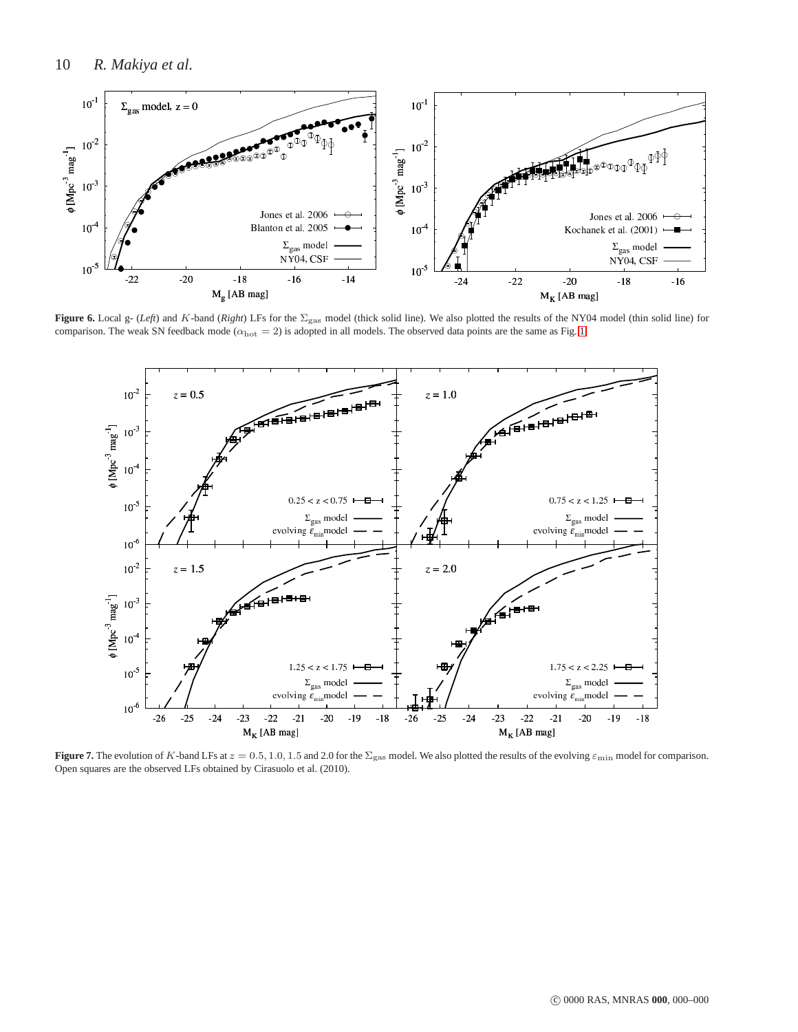$\Sigma_{\rm gas}$ model, z = 0

$\phi$ [Mpc$^{-3}$ mag$^{-1}$]

Jones et al. 2006

Blanton et al. 2005

$\Sigma_{\rm gas}$ model

NY04, CSF

M$_g$ [AB mag]

Jones et al. 2006

Kochanek et al. (2001)

$\Sigma_{\rm gas}$ model

NY04, CSF

M$_K$ [AB mag]

**Figure 6.** Local g- (*Left*) and $K$-band (*Right*) LFs for the $\Sigma_{\rm gas}$ model (thick solid line). We also plotted the results of the NY04 model (thin solid line) for comparison. The weak SN feedback mode ($\alpha_{\rm hot} = 2$) is adopted in all models. The observed data points are the same as Fig. 1.

$z = 0.5$

$0.25 < z < 0.75$

$z = 1.0$

$0.75 < z < 1.25$

$z = 1.5$

$1.25 < z < 1.75$

$z = 2.0$

$1.75 < z < 2.25$

$\Sigma_{\rm gas}$ model

evolving $\varepsilon_{\rm min}$ model

$\phi$ [Mpc$^{-3}$ mag$^{-1}$]

M$_K$ [AB mag]

**Figure 7.** The evolution of $K$-band LFs at $z = 0.5, 1.0, 1.5$ and $2.0$ for the $\Sigma_{\rm gas}$ model. We also plotted the results of the evolving $\varepsilon_{\rm min}$ model for comparison. Open squares are the observed LFs obtained by Cirasuolo et al. (2010).